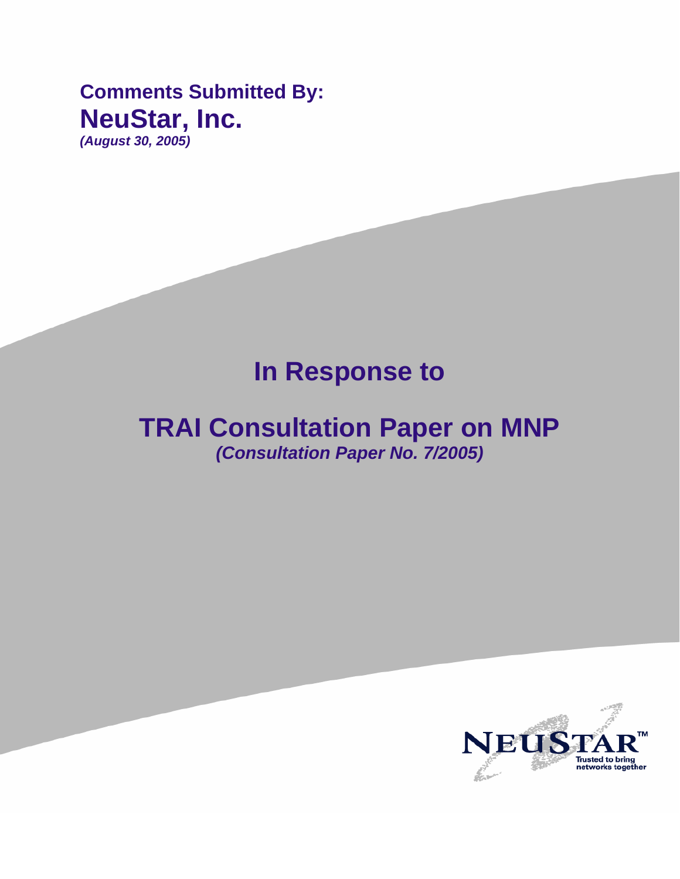**Comments Submitted By:**

# NeuStar, Inc.

***(August 30, 2005)***

# In Response to

# TRAI Consultation Paper on MNP

***(Consultation Paper No. 7/2005)***

NEUSTAR™
Trusted to bring networks together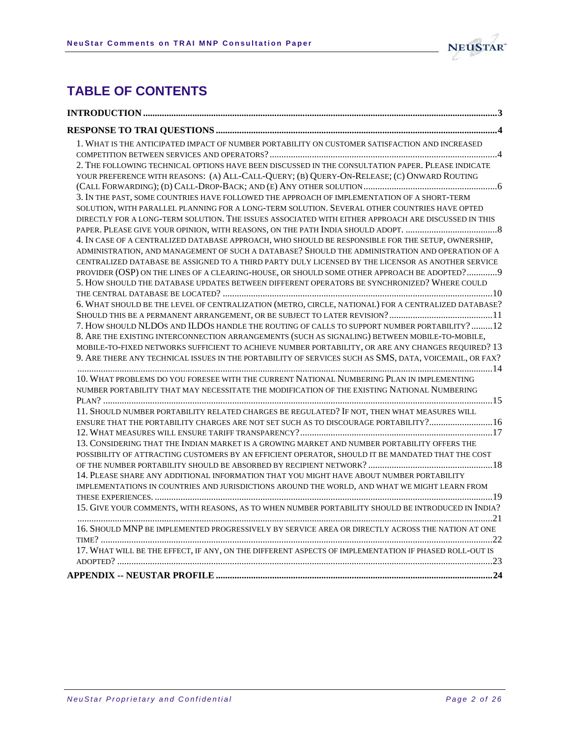# TABLE OF CONTENTS

**INTRODUCTION** ..... 3

**RESPONSE TO TRAI QUESTIONS** ..... 4

1. What is the anticipated impact of number portability on customer satisfaction and increased competition between services and operators? ..... 4
2. The following technical options have been discussed in the consultation paper. Please indicate your preference with reasons: (a) All-Call-Query; (b) Query-On-Release; (c) Onward Routing (Call Forwarding); (d) Call-Drop-Back; and (e) any other solution ..... 6
3. In the past, some countries have followed the approach of implementation of a short-term solution, with parallel planning for a long-term solution. Several other countries have opted directly for a long-term solution. The issues associated with either approach are discussed in this paper. Please give your opinion, with reasons, on the path India should adopt. ..... 8
4. In case of a centralized database approach, who should be responsible for the setup, ownership, administration, and management of such a database? Should the administration and operation of a centralized database be assigned to a third party duly licensed by the licensor as another service provider (OSP) on the lines of a clearing-house, or should some other approach be adopted? ..... 9
5. How should the database updates between different operators be synchronized? Where could the central database be located? ..... 10
6. What should be the level of centralization (metro, circle, national) for a centralized database? Should this be a permanent arrangement, or be subject to later revision? ..... 11
7. How should NLDOs and ILDOs handle the routing of calls to support number portability? ..... 12
8. Are the existing interconnection arrangements (such as signaling) between mobile-to-mobile, mobile-to-fixed networks sufficient to achieve number portability, or are any changes required? 13
9. Are there any technical issues in the portability of services such as SMS, data, voicemail, or fax? ..... 14
10. What problems do you foresee with the current National Numbering Plan in implementing number portability that may necessitate the modification of the existing National Numbering Plan? ..... 15
11. Should number portability related charges be regulated? If not, then what measures will ensure that the portability charges are not set such as to discourage portability? ..... 16
12. What measures will ensure tariff transparency? ..... 17
13. Considering that the Indian market is a growing market and number portability offers the possibility of attracting customers by an efficient operator, should it be mandated that the cost of the number portability should be absorbed by recipient network? ..... 18
14. Please share any additional information that you might have about number portability implementations in countries and jurisdictions around the world, and what we might learn from these experiences. ..... 19
15. Give your comments, with reasons, as to when number portability should be introduced in India? ..... 21
16. Should MNP be implemented progressively by service area or directly across the nation at one time? ..... 22
17. What will be the effect, if any, on the different aspects of implementation if phased roll-out is adopted? ..... 23

**APPENDIX -- NEUSTAR PROFILE** ..... 24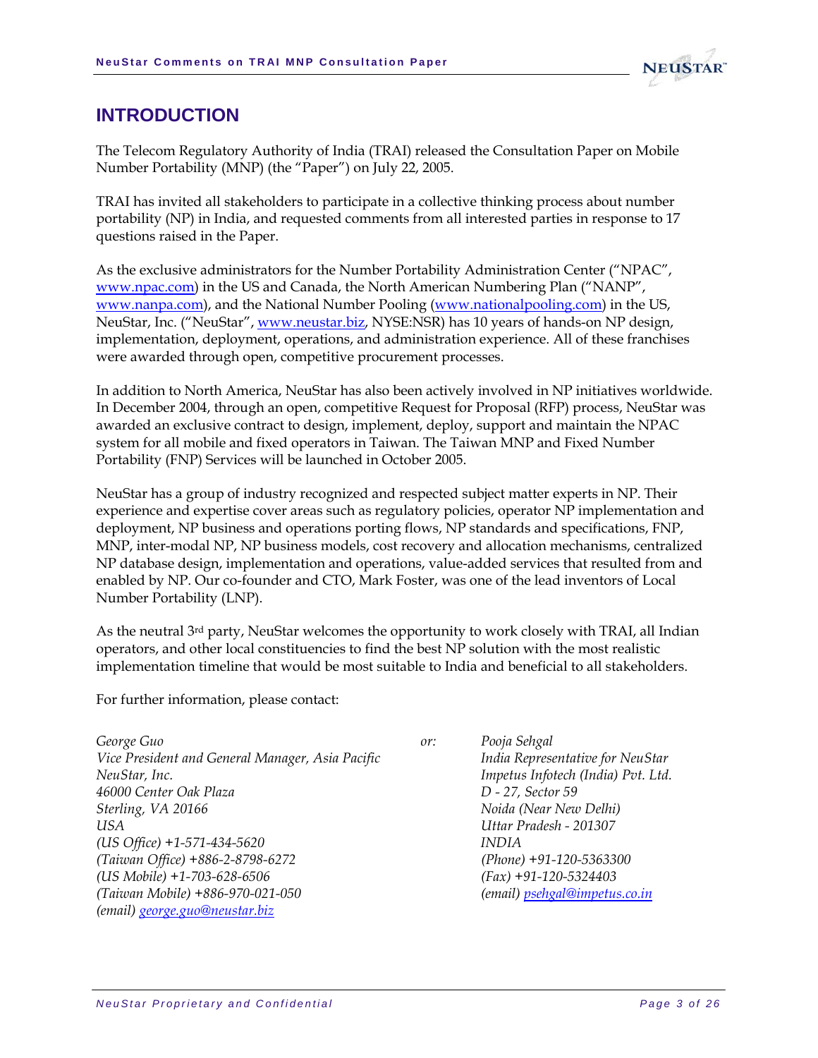# INTRODUCTION

The Telecom Regulatory Authority of India (TRAI) released the Consultation Paper on Mobile Number Portability (MNP) (the "Paper") on July 22, 2005.

TRAI has invited all stakeholders to participate in a collective thinking process about number portability (NP) in India, and requested comments from all interested parties in response to 17 questions raised in the Paper.

As the exclusive administrators for the Number Portability Administration Center ("NPAC", www.npac.com) in the US and Canada, the North American Numbering Plan ("NANP", www.nanpa.com), and the National Number Pooling (www.nationalpooling.com) in the US, NeuStar, Inc. ("NeuStar", www.neustar.biz, NYSE:NSR) has 10 years of hands-on NP design, implementation, deployment, operations, and administration experience. All of these franchises were awarded through open, competitive procurement processes.

In addition to North America, NeuStar has also been actively involved in NP initiatives worldwide. In December 2004, through an open, competitive Request for Proposal (RFP) process, NeuStar was awarded an exclusive contract to design, implement, deploy, support and maintain the NPAC system for all mobile and fixed operators in Taiwan. The Taiwan MNP and Fixed Number Portability (FNP) Services will be launched in October 2005.

NeuStar has a group of industry recognized and respected subject matter experts in NP. Their experience and expertise cover areas such as regulatory policies, operator NP implementation and deployment, NP business and operations porting flows, NP standards and specifications, FNP, MNP, inter-modal NP, NP business models, cost recovery and allocation mechanisms, centralized NP database design, implementation and operations, value-added services that resulted from and enabled by NP. Our co-founder and CTO, Mark Foster, was one of the lead inventors of Local Number Portability (LNP).

As the neutral 3rd party, NeuStar welcomes the opportunity to work closely with TRAI, all Indian operators, and other local constituencies to find the best NP solution with the most realistic implementation timeline that would be most suitable to India and beneficial to all stakeholders.

For further information, please contact:

*George Guo*
*Vice President and General Manager, Asia Pacific*
*NeuStar, Inc.*
*46000 Center Oak Plaza*
*Sterling, VA 20166*
*USA*
*(US Office) +1-571-434-5620*
*(Taiwan Office) +886-2-8798-6272*
*(US Mobile) +1-703-628-6506*
*(Taiwan Mobile) +886-970-021-050*
*(email) george.guo@neustar.biz*

*or:*

*Pooja Sehgal*
*India Representative for NeuStar*
*Impetus Infotech (India) Pvt. Ltd.*
*D - 27, Sector 59*
*Noida (Near New Delhi)*
*Uttar Pradesh - 201307*
*INDIA*
*(Phone) +91-120-5363300*
*(Fax) +91-120-5324403*
*(email) psehgal@impetus.co.in*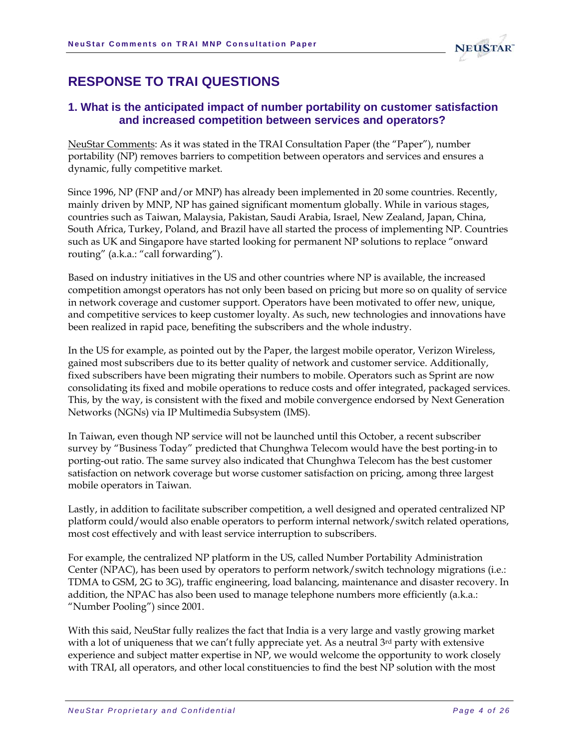# RESPONSE TO TRAI QUESTIONS

## 1. What is the anticipated impact of number portability on customer satisfaction and increased competition between services and operators?

NeuStar Comments: As it was stated in the TRAI Consultation Paper (the "Paper"), number portability (NP) removes barriers to competition between operators and services and ensures a dynamic, fully competitive market.

Since 1996, NP (FNP and/or MNP) has already been implemented in 20 some countries. Recently, mainly driven by MNP, NP has gained significant momentum globally. While in various stages, countries such as Taiwan, Malaysia, Pakistan, Saudi Arabia, Israel, New Zealand, Japan, China, South Africa, Turkey, Poland, and Brazil have all started the process of implementing NP. Countries such as UK and Singapore have started looking for permanent NP solutions to replace "onward routing" (a.k.a.: "call forwarding").

Based on industry initiatives in the US and other countries where NP is available, the increased competition amongst operators has not only been based on pricing but more so on quality of service in network coverage and customer support. Operators have been motivated to offer new, unique, and competitive services to keep customer loyalty. As such, new technologies and innovations have been realized in rapid pace, benefiting the subscribers and the whole industry.

In the US for example, as pointed out by the Paper, the largest mobile operator, Verizon Wireless, gained most subscribers due to its better quality of network and customer service. Additionally, fixed subscribers have been migrating their numbers to mobile. Operators such as Sprint are now consolidating its fixed and mobile operations to reduce costs and offer integrated, packaged services. This, by the way, is consistent with the fixed and mobile convergence endorsed by Next Generation Networks (NGNs) via IP Multimedia Subsystem (IMS).

In Taiwan, even though NP service will not be launched until this October, a recent subscriber survey by "Business Today" predicted that Chunghwa Telecom would have the best porting-in to porting-out ratio. The same survey also indicated that Chunghwa Telecom has the best customer satisfaction on network coverage but worse customer satisfaction on pricing, among three largest mobile operators in Taiwan.

Lastly, in addition to facilitate subscriber competition, a well designed and operated centralized NP platform could/would also enable operators to perform internal network/switch related operations, most cost effectively and with least service interruption to subscribers.

For example, the centralized NP platform in the US, called Number Portability Administration Center (NPAC), has been used by operators to perform network/switch technology migrations (i.e.: TDMA to GSM, 2G to 3G), traffic engineering, load balancing, maintenance and disaster recovery. In addition, the NPAC has also been used to manage telephone numbers more efficiently (a.k.a.: "Number Pooling") since 2001.

With this said, NeuStar fully realizes the fact that India is a very large and vastly growing market with a lot of uniqueness that we can't fully appreciate yet. As a neutral 3rd party with extensive experience and subject matter expertise in NP, we would welcome the opportunity to work closely with TRAI, all operators, and other local constituencies to find the best NP solution with the most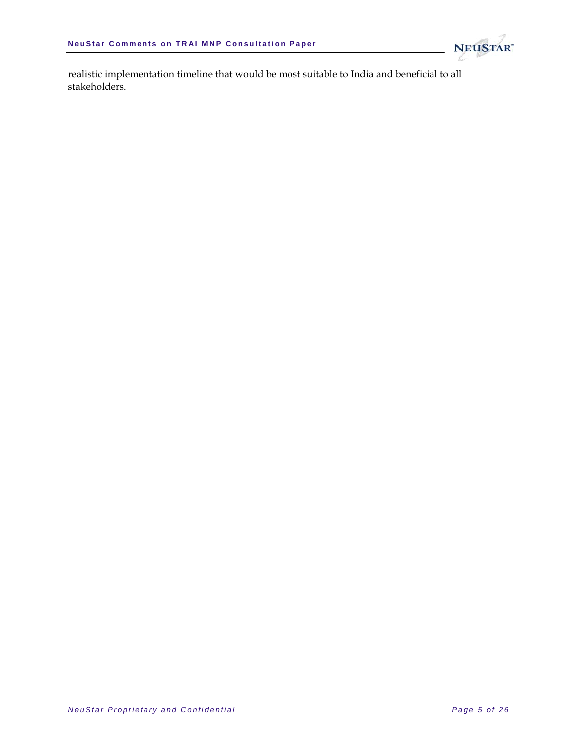realistic implementation timeline that would be most suitable to India and beneficial to all stakeholders.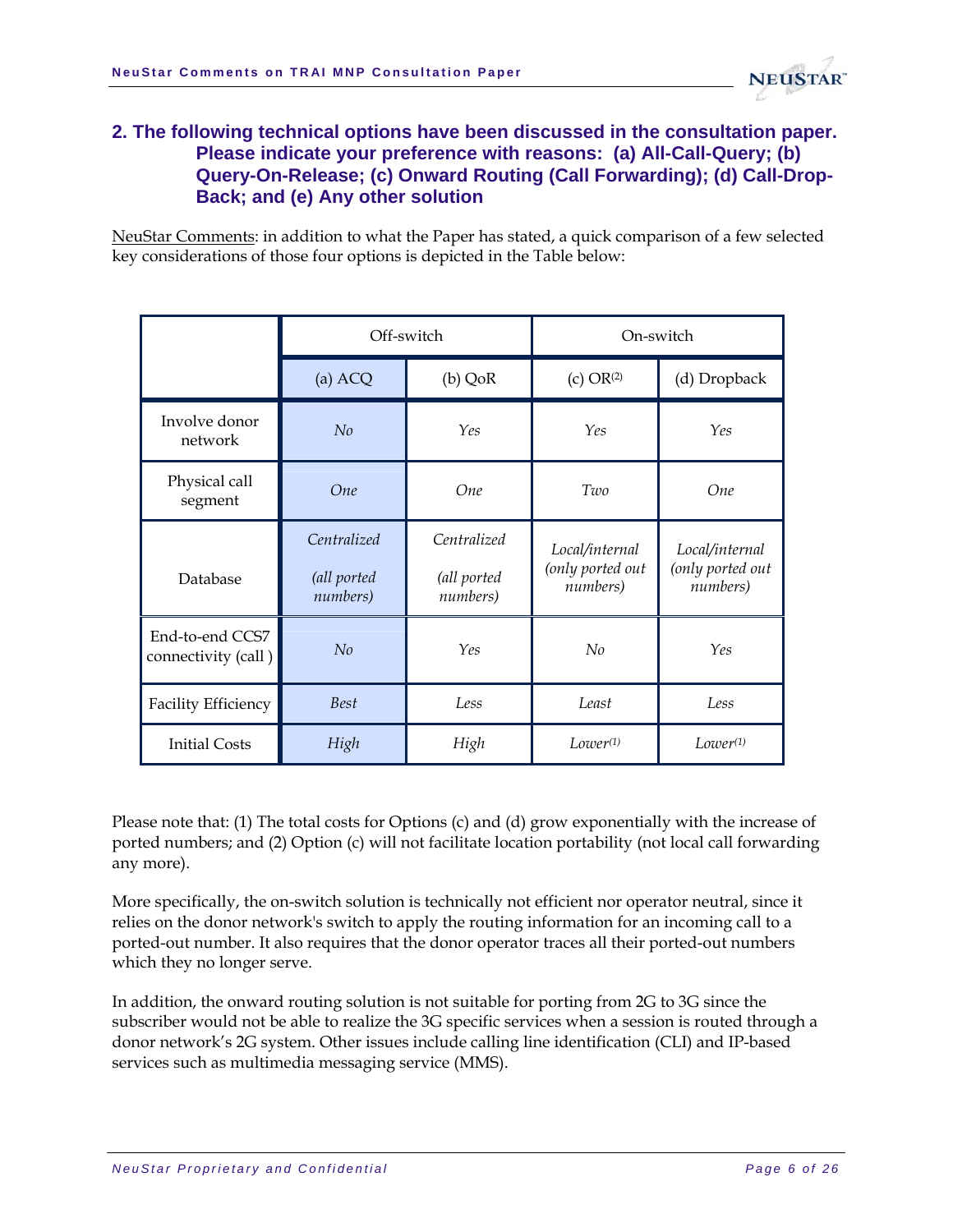## 2. The following technical options have been discussed in the consultation paper. Please indicate your preference with reasons: (a) All-Call-Query; (b) Query-On-Release; (c) Onward Routing (Call Forwarding); (d) Call-Drop-Back; and (e) Any other solution

NeuStar Comments: in addition to what the Paper has stated, a quick comparison of a few selected key considerations of those four options is depicted in the Table below:

| | Off-switch | | On-switch | |
|---|---|---|---|---|
| | (a) ACQ | (b) QoR | (c) OR(2) | (d) Dropback |
| Involve donor network | *No* | *Yes* | *Yes* | *Yes* |
| Physical call segment | *One* | *One* | *Two* | *One* |
| Database | *Centralized (all ported numbers)* | *Centralized (all ported numbers)* | *Local/internal (only ported out numbers)* | *Local/internal (only ported out numbers)* |
| End-to-end CCS7 connectivity (call ) | *No* | *Yes* | *No* | *Yes* |
| Facility Efficiency | *Best* | *Less* | *Least* | *Less* |
| Initial Costs | *High* | *High* | *Lower(1)* | *Lower(1)* |

Please note that: (1) The total costs for Options (c) and (d) grow exponentially with the increase of ported numbers; and (2) Option (c) will not facilitate location portability (not local call forwarding any more).

More specifically, the on-switch solution is technically not efficient nor operator neutral, since it relies on the donor network's switch to apply the routing information for an incoming call to a ported-out number. It also requires that the donor operator traces all their ported-out numbers which they no longer serve.

In addition, the onward routing solution is not suitable for porting from 2G to 3G since the subscriber would not be able to realize the 3G specific services when a session is routed through a donor network's 2G system. Other issues include calling line identification (CLI) and IP-based services such as multimedia messaging service (MMS).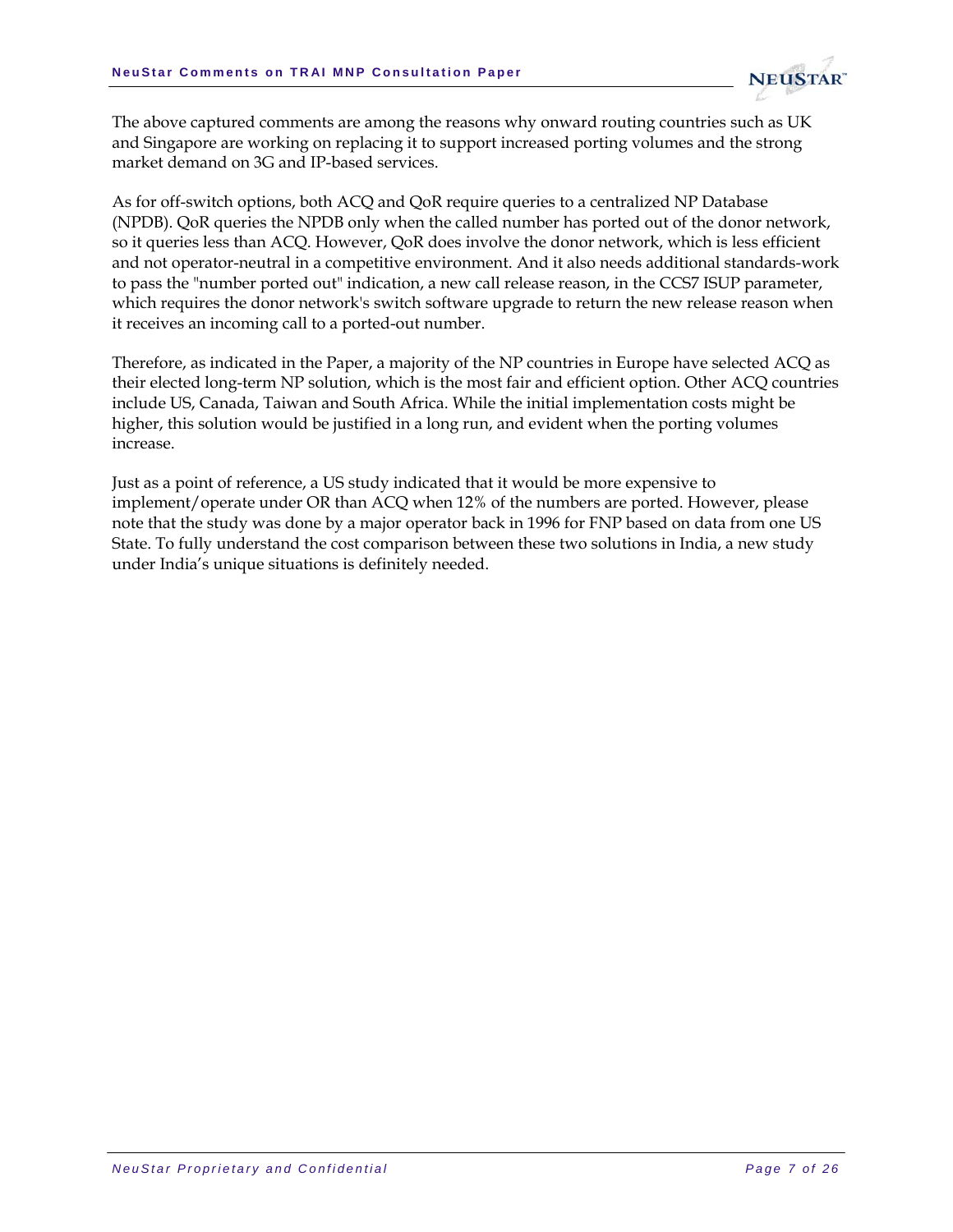The above captured comments are among the reasons why onward routing countries such as UK and Singapore are working on replacing it to support increased porting volumes and the strong market demand on 3G and IP-based services.

As for off-switch options, both ACQ and QoR require queries to a centralized NP Database (NPDB). QoR queries the NPDB only when the called number has ported out of the donor network, so it queries less than ACQ. However, QoR does involve the donor network, which is less efficient and not operator-neutral in a competitive environment. And it also needs additional standards-work to pass the "number ported out" indication, a new call release reason, in the CCS7 ISUP parameter, which requires the donor network's switch software upgrade to return the new release reason when it receives an incoming call to a ported-out number.

Therefore, as indicated in the Paper, a majority of the NP countries in Europe have selected ACQ as their elected long-term NP solution, which is the most fair and efficient option. Other ACQ countries include US, Canada, Taiwan and South Africa. While the initial implementation costs might be higher, this solution would be justified in a long run, and evident when the porting volumes increase.

Just as a point of reference, a US study indicated that it would be more expensive to implement/operate under OR than ACQ when 12% of the numbers are ported. However, please note that the study was done by a major operator back in 1996 for FNP based on data from one US State. To fully understand the cost comparison between these two solutions in India, a new study under India's unique situations is definitely needed.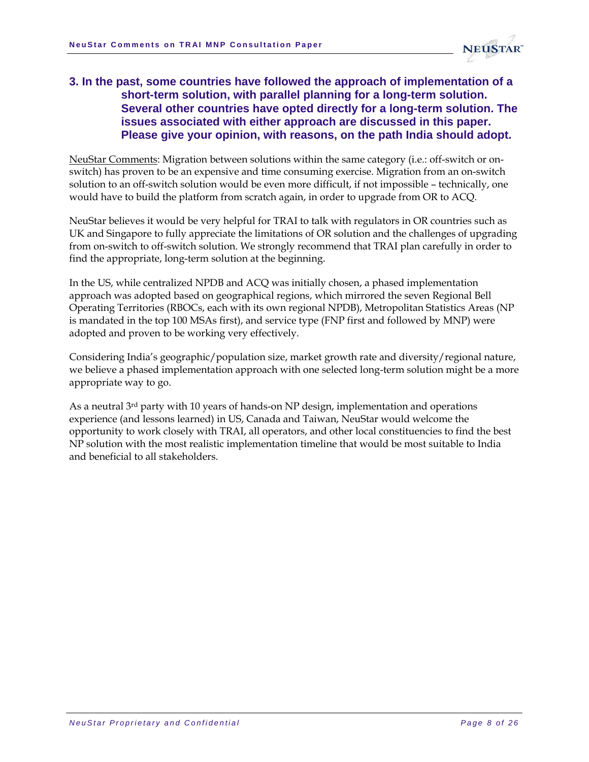### 3. In the past, some countries have followed the approach of implementation of a short-term solution, with parallel planning for a long-term solution. Several other countries have opted directly for a long-term solution. The issues associated with either approach are discussed in this paper. Please give your opinion, with reasons, on the path India should adopt.

NeuStar Comments: Migration between solutions within the same category (i.e.: off-switch or on-switch) has proven to be an expensive and time consuming exercise. Migration from an on-switch solution to an off-switch solution would be even more difficult, if not impossible – technically, one would have to build the platform from scratch again, in order to upgrade from OR to ACQ.

NeuStar believes it would be very helpful for TRAI to talk with regulators in OR countries such as UK and Singapore to fully appreciate the limitations of OR solution and the challenges of upgrading from on-switch to off-switch solution. We strongly recommend that TRAI plan carefully in order to find the appropriate, long-term solution at the beginning.

In the US, while centralized NPDB and ACQ was initially chosen, a phased implementation approach was adopted based on geographical regions, which mirrored the seven Regional Bell Operating Territories (RBOCs, each with its own regional NPDB), Metropolitan Statistics Areas (NP is mandated in the top 100 MSAs first), and service type (FNP first and followed by MNP) were adopted and proven to be working very effectively.

Considering India's geographic/population size, market growth rate and diversity/regional nature, we believe a phased implementation approach with one selected long-term solution might be a more appropriate way to go.

As a neutral 3rd party with 10 years of hands-on NP design, implementation and operations experience (and lessons learned) in US, Canada and Taiwan, NeuStar would welcome the opportunity to work closely with TRAI, all operators, and other local constituencies to find the best NP solution with the most realistic implementation timeline that would be most suitable to India and beneficial to all stakeholders.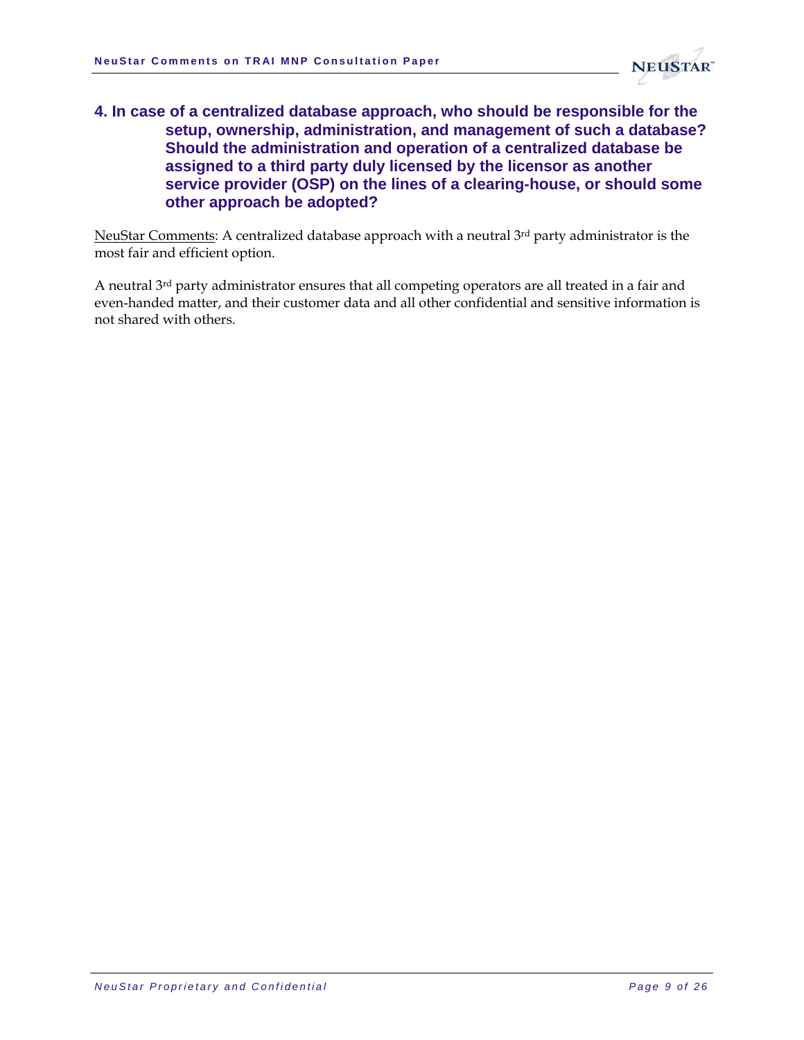### 4. In case of a centralized database approach, who should be responsible for the setup, ownership, administration, and management of such a database? Should the administration and operation of a centralized database be assigned to a third party duly licensed by the licensor as another service provider (OSP) on the lines of a clearing-house, or should some other approach be adopted?

NeuStar Comments: A centralized database approach with a neutral 3rd party administrator is the most fair and efficient option.

A neutral 3rd party administrator ensures that all competing operators are all treated in a fair and even-handed matter, and their customer data and all other confidential and sensitive information is not shared with others.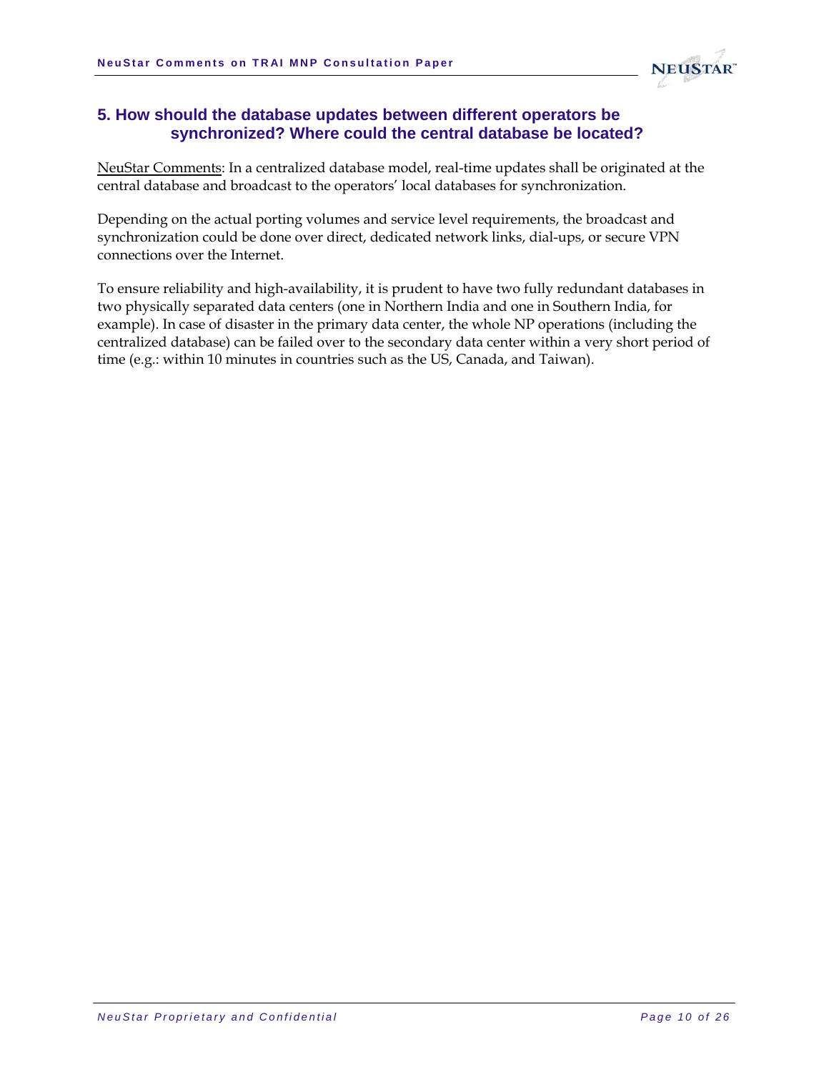## 5. How should the database updates between different operators be synchronized? Where could the central database be located?

<u>NeuStar Comments</u>: In a centralized database model, real-time updates shall be originated at the central database and broadcast to the operators' local databases for synchronization.

Depending on the actual porting volumes and service level requirements, the broadcast and synchronization could be done over direct, dedicated network links, dial-ups, or secure VPN connections over the Internet.

To ensure reliability and high-availability, it is prudent to have two fully redundant databases in two physically separated data centers (one in Northern India and one in Southern India, for example). In case of disaster in the primary data center, the whole NP operations (including the centralized database) can be failed over to the secondary data center within a very short period of time (e.g.: within 10 minutes in countries such as the US, Canada, and Taiwan).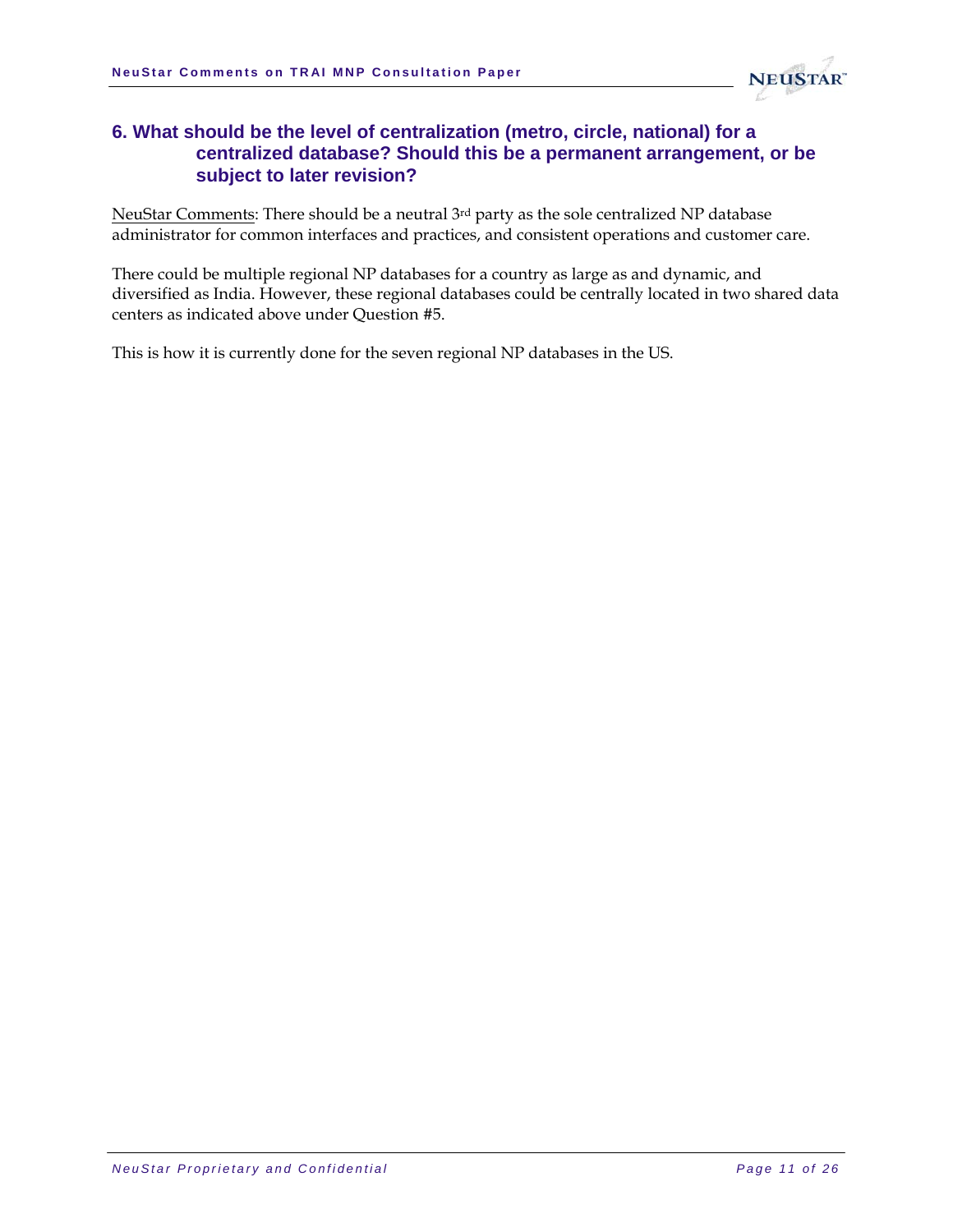## 6. What should be the level of centralization (metro, circle, national) for a centralized database? Should this be a permanent arrangement, or be subject to later revision?

<u>NeuStar Comments</u>: There should be a neutral 3rd party as the sole centralized NP database administrator for common interfaces and practices, and consistent operations and customer care.

There could be multiple regional NP databases for a country as large as and dynamic, and diversified as India. However, these regional databases could be centrally located in two shared data centers as indicated above under Question #5.

This is how it is currently done for the seven regional NP databases in the US.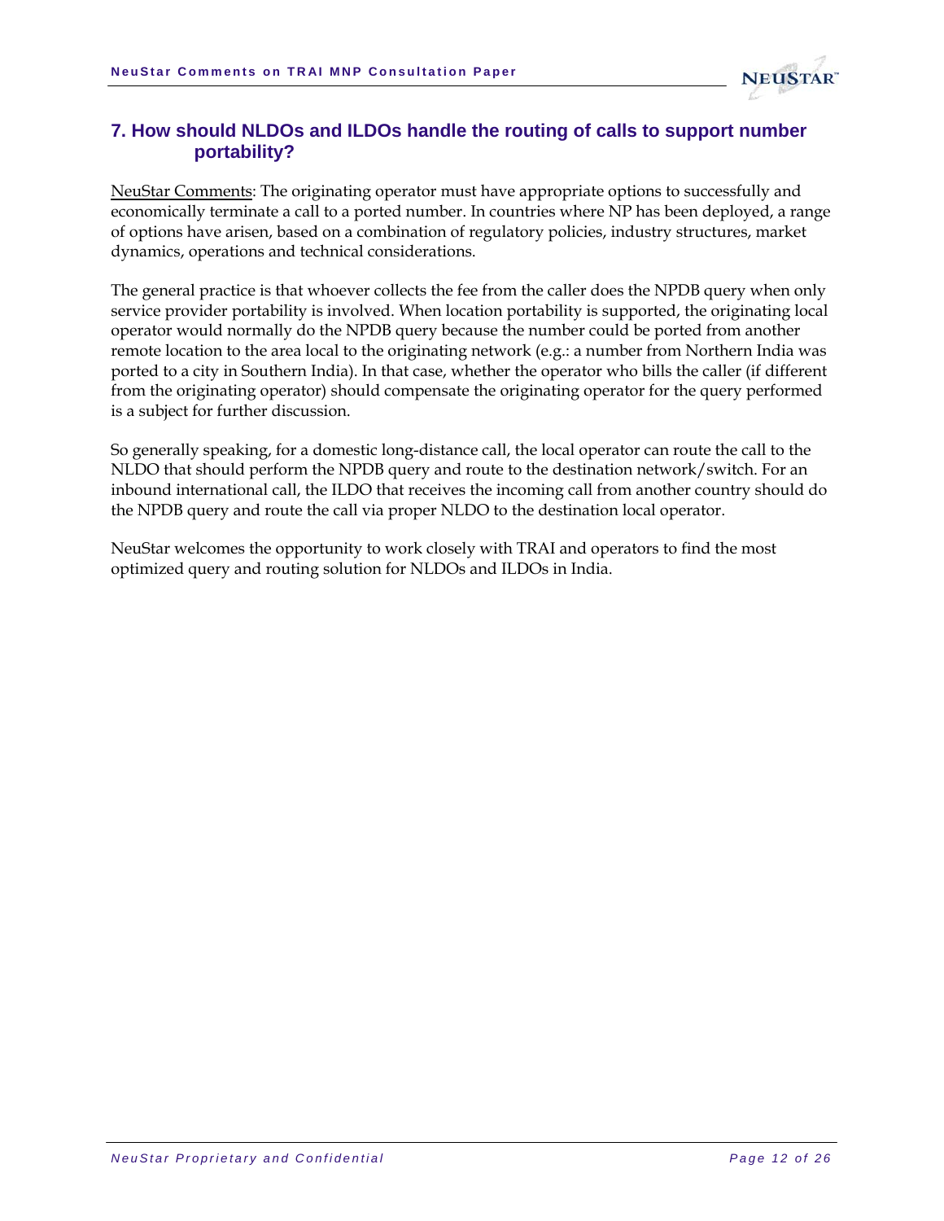## 7. How should NLDOs and ILDOs handle the routing of calls to support number portability?

NeuStar Comments: The originating operator must have appropriate options to successfully and economically terminate a call to a ported number. In countries where NP has been deployed, a range of options have arisen, based on a combination of regulatory policies, industry structures, market dynamics, operations and technical considerations.

The general practice is that whoever collects the fee from the caller does the NPDB query when only service provider portability is involved. When location portability is supported, the originating local operator would normally do the NPDB query because the number could be ported from another remote location to the area local to the originating network (e.g.: a number from Northern India was ported to a city in Southern India). In that case, whether the operator who bills the caller (if different from the originating operator) should compensate the originating operator for the query performed is a subject for further discussion.

So generally speaking, for a domestic long-distance call, the local operator can route the call to the NLDO that should perform the NPDB query and route to the destination network/switch. For an inbound international call, the ILDO that receives the incoming call from another country should do the NPDB query and route the call via proper NLDO to the destination local operator.

NeuStar welcomes the opportunity to work closely with TRAI and operators to find the most optimized query and routing solution for NLDOs and ILDOs in India.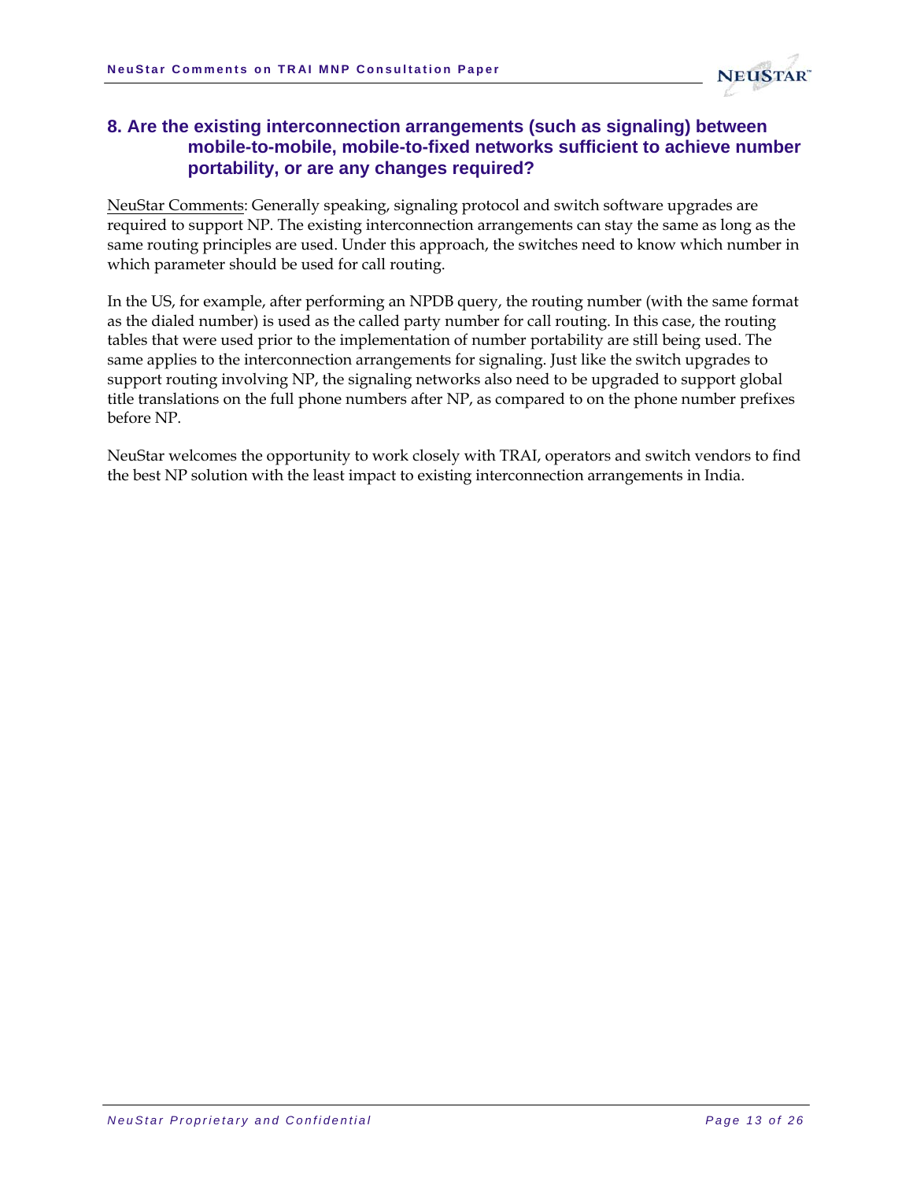## 8. Are the existing interconnection arrangements (such as signaling) between mobile-to-mobile, mobile-to-fixed networks sufficient to achieve number portability, or are any changes required?

NeuStar Comments: Generally speaking, signaling protocol and switch software upgrades are required to support NP. The existing interconnection arrangements can stay the same as long as the same routing principles are used. Under this approach, the switches need to know which number in which parameter should be used for call routing.

In the US, for example, after performing an NPDB query, the routing number (with the same format as the dialed number) is used as the called party number for call routing. In this case, the routing tables that were used prior to the implementation of number portability are still being used. The same applies to the interconnection arrangements for signaling. Just like the switch upgrades to support routing involving NP, the signaling networks also need to be upgraded to support global title translations on the full phone numbers after NP, as compared to on the phone number prefixes before NP.

NeuStar welcomes the opportunity to work closely with TRAI, operators and switch vendors to find the best NP solution with the least impact to existing interconnection arrangements in India.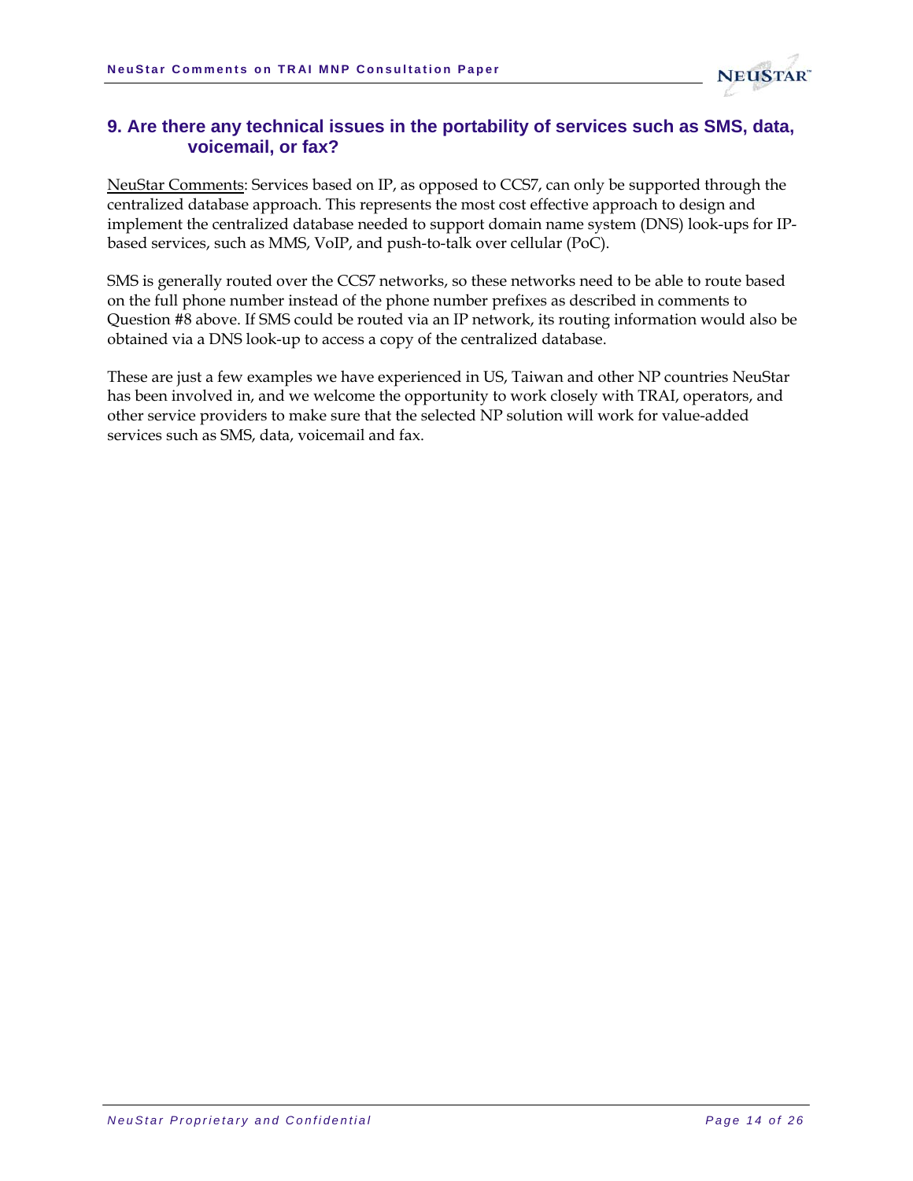## 9. Are there any technical issues in the portability of services such as SMS, data, voicemail, or fax?

NeuStar Comments: Services based on IP, as opposed to CCS7, can only be supported through the centralized database approach. This represents the most cost effective approach to design and implement the centralized database needed to support domain name system (DNS) look-ups for IP-based services, such as MMS, VoIP, and push-to-talk over cellular (PoC).

SMS is generally routed over the CCS7 networks, so these networks need to be able to route based on the full phone number instead of the phone number prefixes as described in comments to Question #8 above. If SMS could be routed via an IP network, its routing information would also be obtained via a DNS look-up to access a copy of the centralized database.

These are just a few examples we have experienced in US, Taiwan and other NP countries NeuStar has been involved in, and we welcome the opportunity to work closely with TRAI, operators, and other service providers to make sure that the selected NP solution will work for value-added services such as SMS, data, voicemail and fax.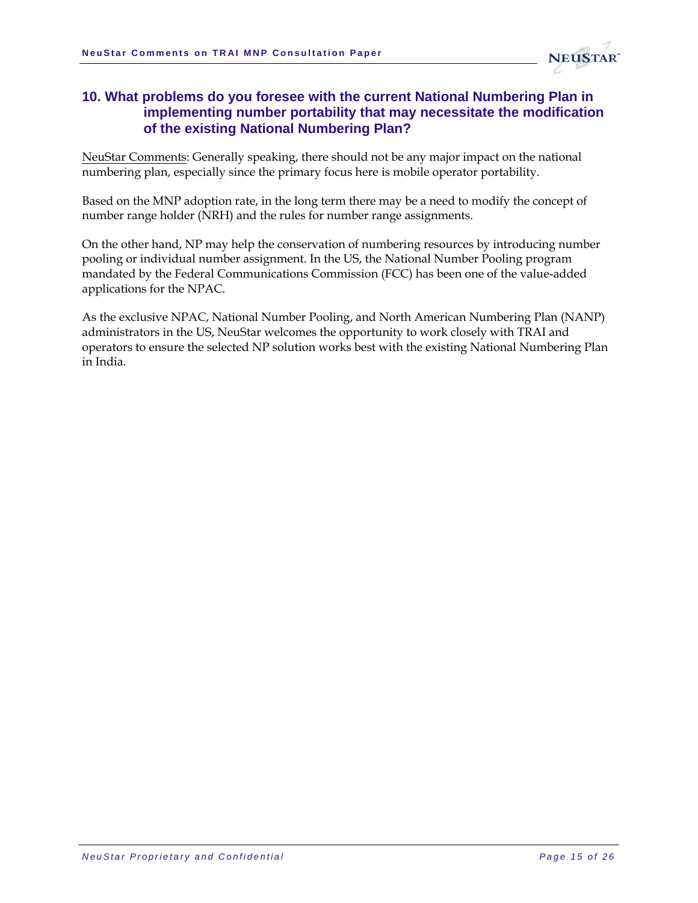## 10. What problems do you foresee with the current National Numbering Plan in implementing number portability that may necessitate the modification of the existing National Numbering Plan?

NeuStar Comments: Generally speaking, there should not be any major impact on the national numbering plan, especially since the primary focus here is mobile operator portability.

Based on the MNP adoption rate, in the long term there may be a need to modify the concept of number range holder (NRH) and the rules for number range assignments.

On the other hand, NP may help the conservation of numbering resources by introducing number pooling or individual number assignment. In the US, the National Number Pooling program mandated by the Federal Communications Commission (FCC) has been one of the value-added applications for the NPAC.

As the exclusive NPAC, National Number Pooling, and North American Numbering Plan (NANP) administrators in the US, NeuStar welcomes the opportunity to work closely with TRAI and operators to ensure the selected NP solution works best with the existing National Numbering Plan in India.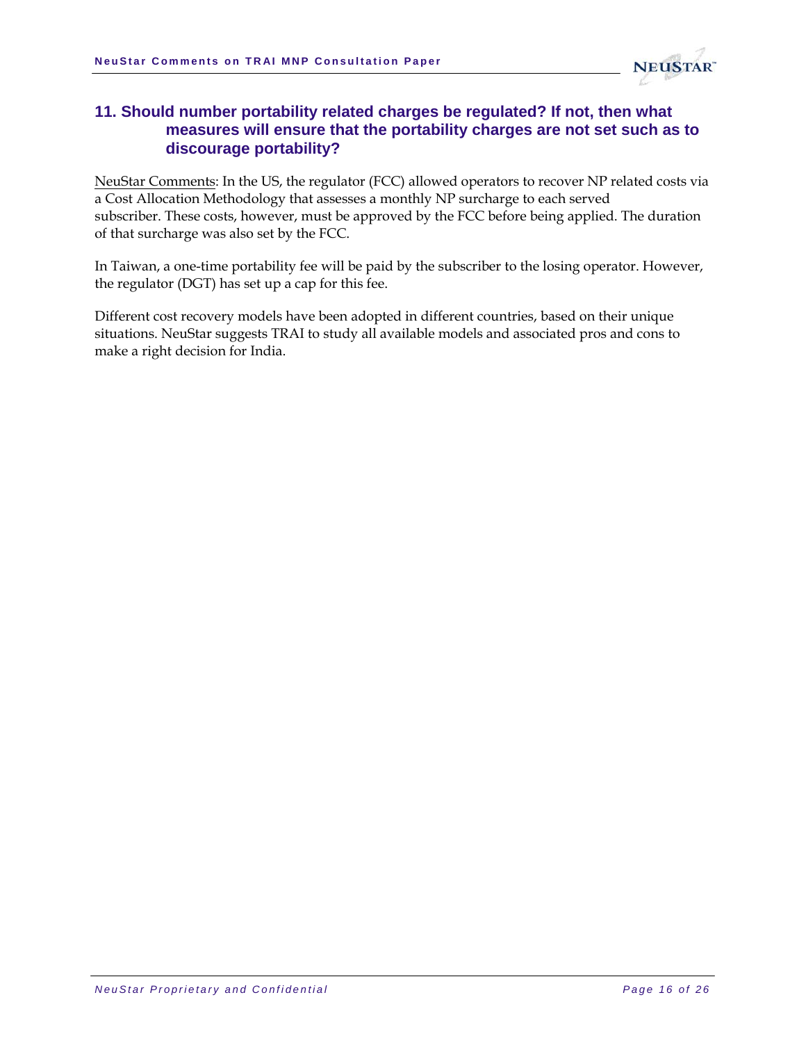## 11. Should number portability related charges be regulated? If not, then what measures will ensure that the portability charges are not set such as to discourage portability?

NeuStar Comments: In the US, the regulator (FCC) allowed operators to recover NP related costs via a Cost Allocation Methodology that assesses a monthly NP surcharge to each served subscriber. These costs, however, must be approved by the FCC before being applied. The duration of that surcharge was also set by the FCC.

In Taiwan, a one-time portability fee will be paid by the subscriber to the losing operator. However, the regulator (DGT) has set up a cap for this fee.

Different cost recovery models have been adopted in different countries, based on their unique situations. NeuStar suggests TRAI to study all available models and associated pros and cons to make a right decision for India.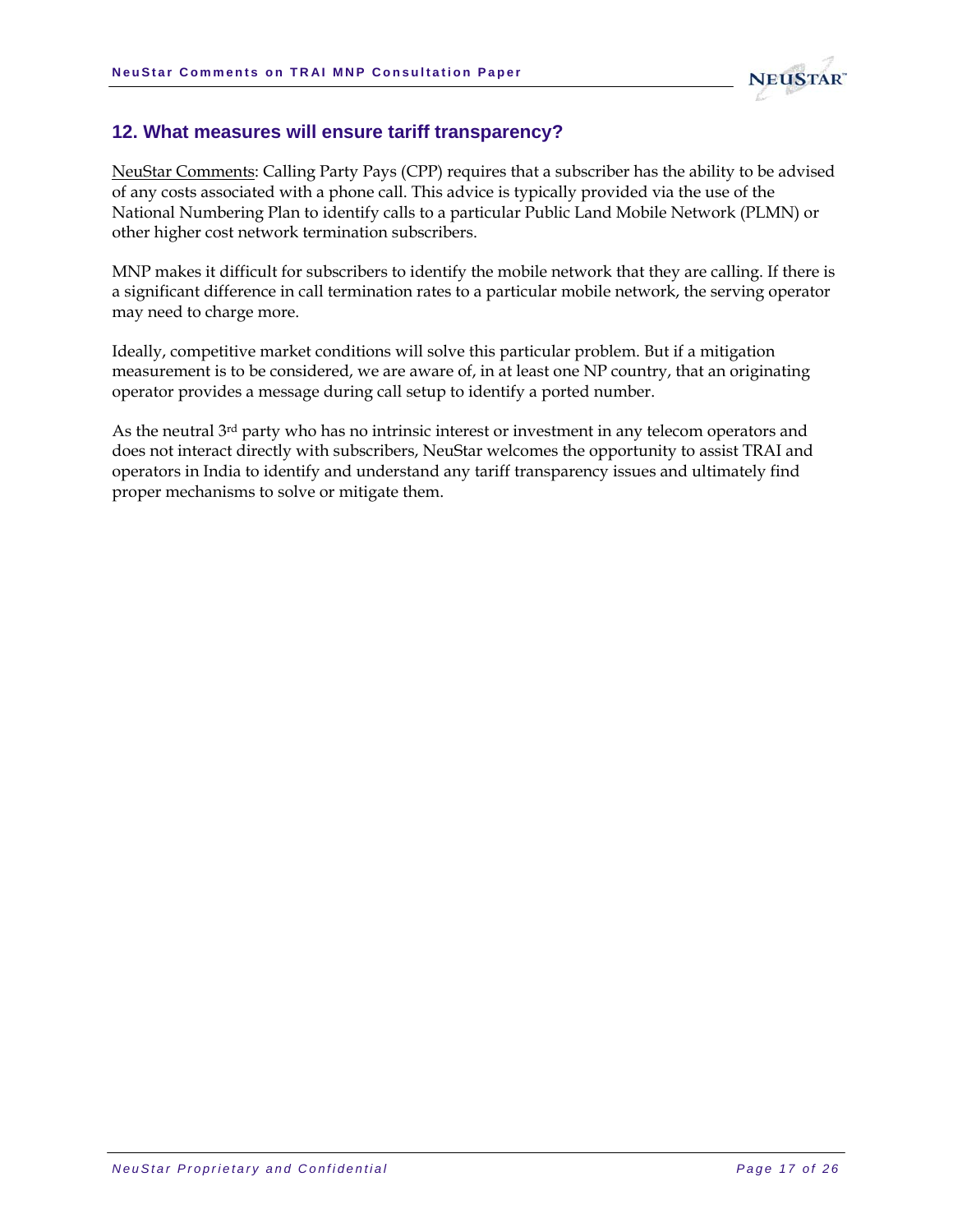## 12. What measures will ensure tariff transparency?

NeuStar Comments: Calling Party Pays (CPP) requires that a subscriber has the ability to be advised of any costs associated with a phone call. This advice is typically provided via the use of the National Numbering Plan to identify calls to a particular Public Land Mobile Network (PLMN) or other higher cost network termination subscribers.

MNP makes it difficult for subscribers to identify the mobile network that they are calling. If there is a significant difference in call termination rates to a particular mobile network, the serving operator may need to charge more.

Ideally, competitive market conditions will solve this particular problem. But if a mitigation measurement is to be considered, we are aware of, in at least one NP country, that an originating operator provides a message during call setup to identify a ported number.

As the neutral 3rd party who has no intrinsic interest or investment in any telecom operators and does not interact directly with subscribers, NeuStar welcomes the opportunity to assist TRAI and operators in India to identify and understand any tariff transparency issues and ultimately find proper mechanisms to solve or mitigate them.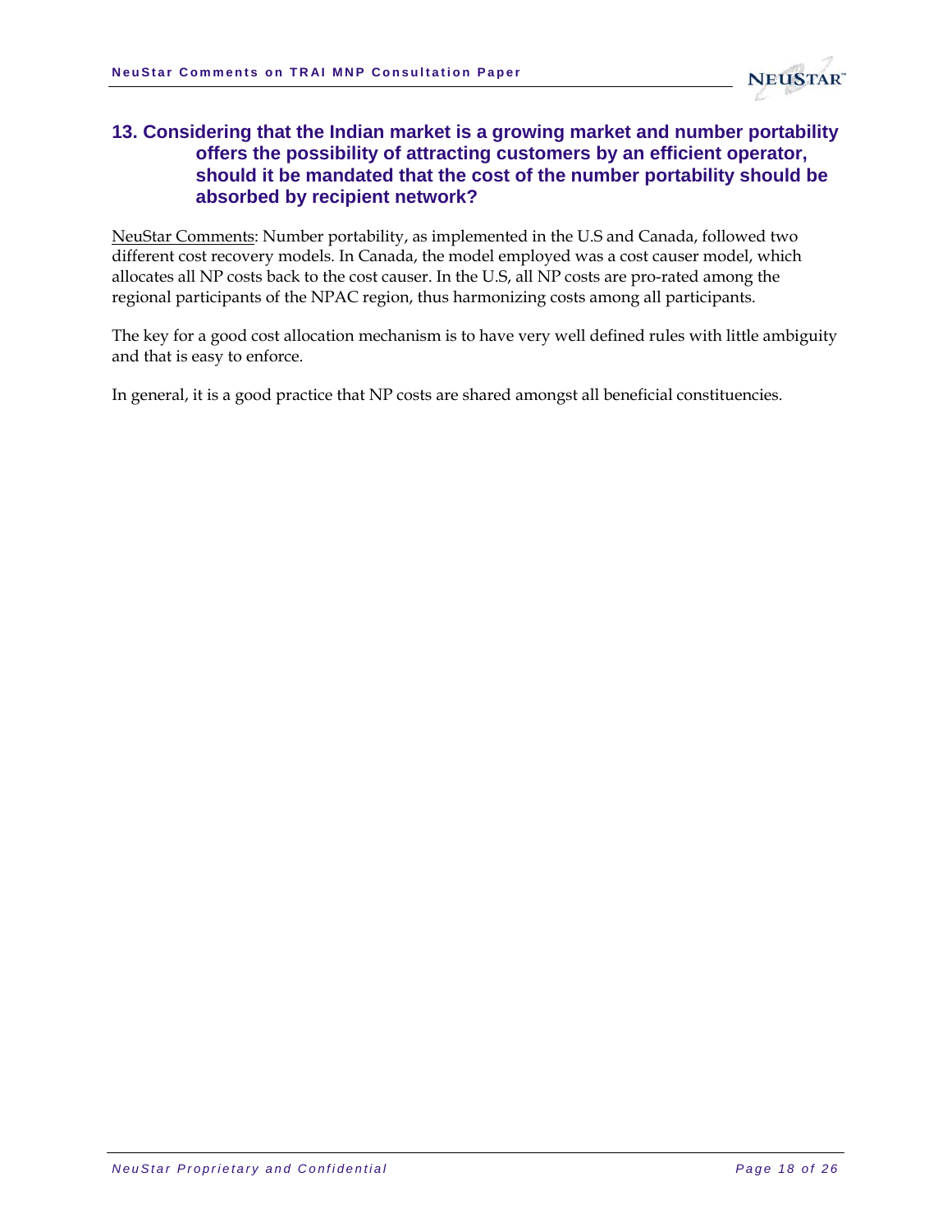### 13. Considering that the Indian market is a growing market and number portability offers the possibility of attracting customers by an efficient operator, should it be mandated that the cost of the number portability should be absorbed by recipient network?

NeuStar Comments: Number portability, as implemented in the U.S and Canada, followed two different cost recovery models. In Canada, the model employed was a cost causer model, which allocates all NP costs back to the cost causer. In the U.S, all NP costs are pro-rated among the regional participants of the NPAC region, thus harmonizing costs among all participants.

The key for a good cost allocation mechanism is to have very well defined rules with little ambiguity and that is easy to enforce.

In general, it is a good practice that NP costs are shared amongst all beneficial constituencies.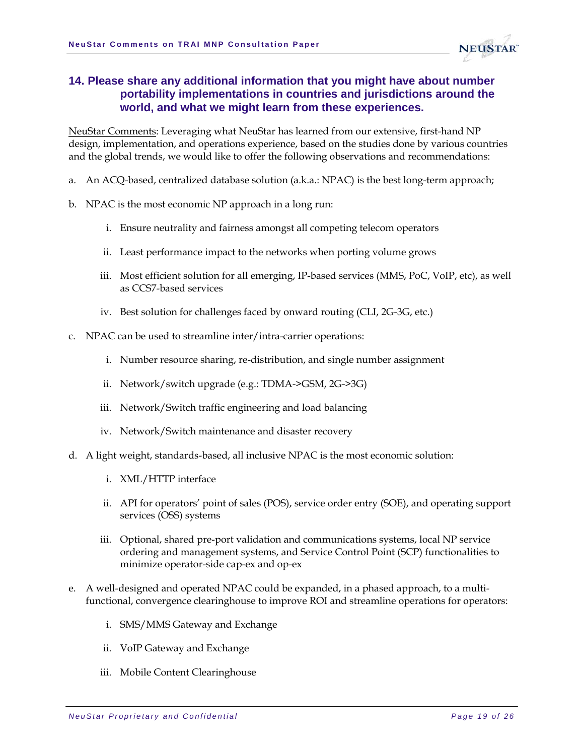### 14. Please share any additional information that you might have about number portability implementations in countries and jurisdictions around the world, and what we might learn from these experiences.

NeuStar Comments: Leveraging what NeuStar has learned from our extensive, first-hand NP design, implementation, and operations experience, based on the studies done by various countries and the global trends, we would like to offer the following observations and recommendations:

a. An ACQ-based, centralized database solution (a.k.a.: NPAC) is the best long-term approach;

b. NPAC is the most economic NP approach in a long run:

   i. Ensure neutrality and fairness amongst all competing telecom operators

   ii. Least performance impact to the networks when porting volume grows

   iii. Most efficient solution for all emerging, IP-based services (MMS, PoC, VoIP, etc), as well as CCS7-based services

   iv. Best solution for challenges faced by onward routing (CLI, 2G-3G, etc.)

c. NPAC can be used to streamline inter/intra-carrier operations:

   i. Number resource sharing, re-distribution, and single number assignment

   ii. Network/switch upgrade (e.g.: TDMA->GSM, 2G->3G)

   iii. Network/Switch traffic engineering and load balancing

   iv. Network/Switch maintenance and disaster recovery

d. A light weight, standards-based, all inclusive NPAC is the most economic solution:

   i. XML/HTTP interface

   ii. API for operators' point of sales (POS), service order entry (SOE), and operating support services (OSS) systems

   iii. Optional, shared pre-port validation and communications systems, local NP service ordering and management systems, and Service Control Point (SCP) functionalities to minimize operator-side cap-ex and op-ex

e. A well-designed and operated NPAC could be expanded, in a phased approach, to a multi-functional, convergence clearinghouse to improve ROI and streamline operations for operators:

   i. SMS/MMS Gateway and Exchange

   ii. VoIP Gateway and Exchange

   iii. Mobile Content Clearinghouse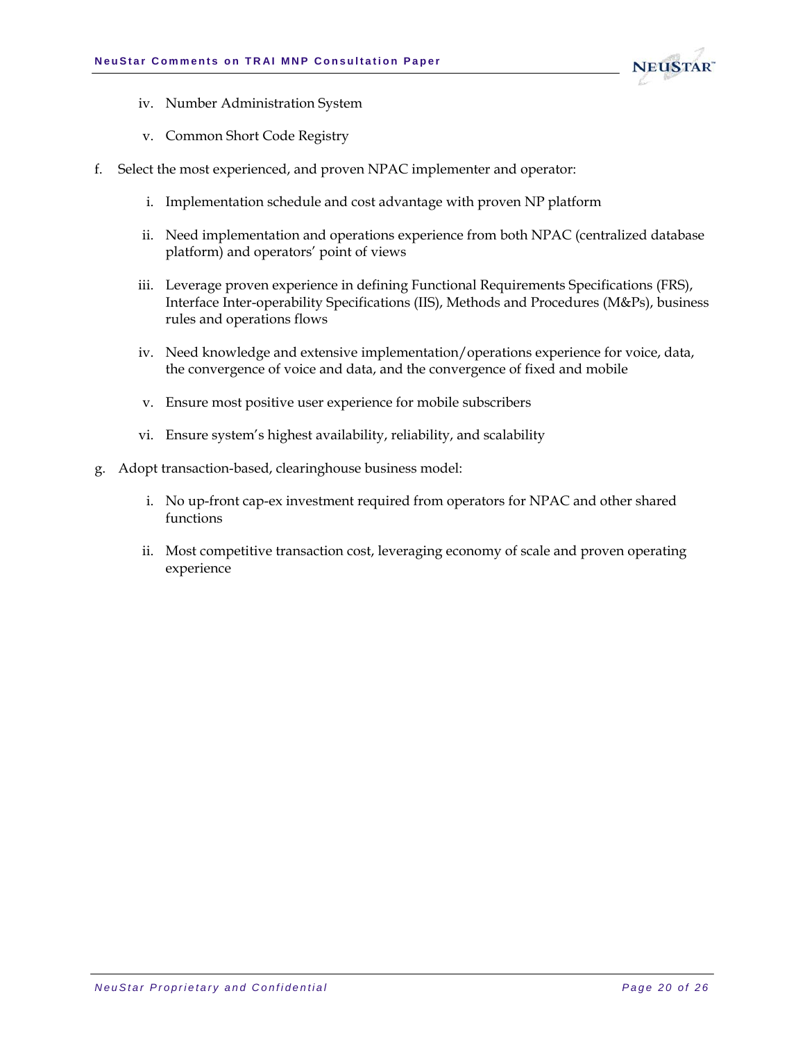iv. Number Administration System

   v. Common Short Code Registry

f. Select the most experienced, and proven NPAC implementer and operator:

   i. Implementation schedule and cost advantage with proven NP platform

   ii. Need implementation and operations experience from both NPAC (centralized database platform) and operators' point of views

   iii. Leverage proven experience in defining Functional Requirements Specifications (FRS), Interface Inter-operability Specifications (IIS), Methods and Procedures (M&Ps), business rules and operations flows

   iv. Need knowledge and extensive implementation/operations experience for voice, data, the convergence of voice and data, and the convergence of fixed and mobile

   v. Ensure most positive user experience for mobile subscribers

   vi. Ensure system's highest availability, reliability, and scalability

g. Adopt transaction-based, clearinghouse business model:

   i. No up-front cap-ex investment required from operators for NPAC and other shared functions

   ii. Most competitive transaction cost, leveraging economy of scale and proven operating experience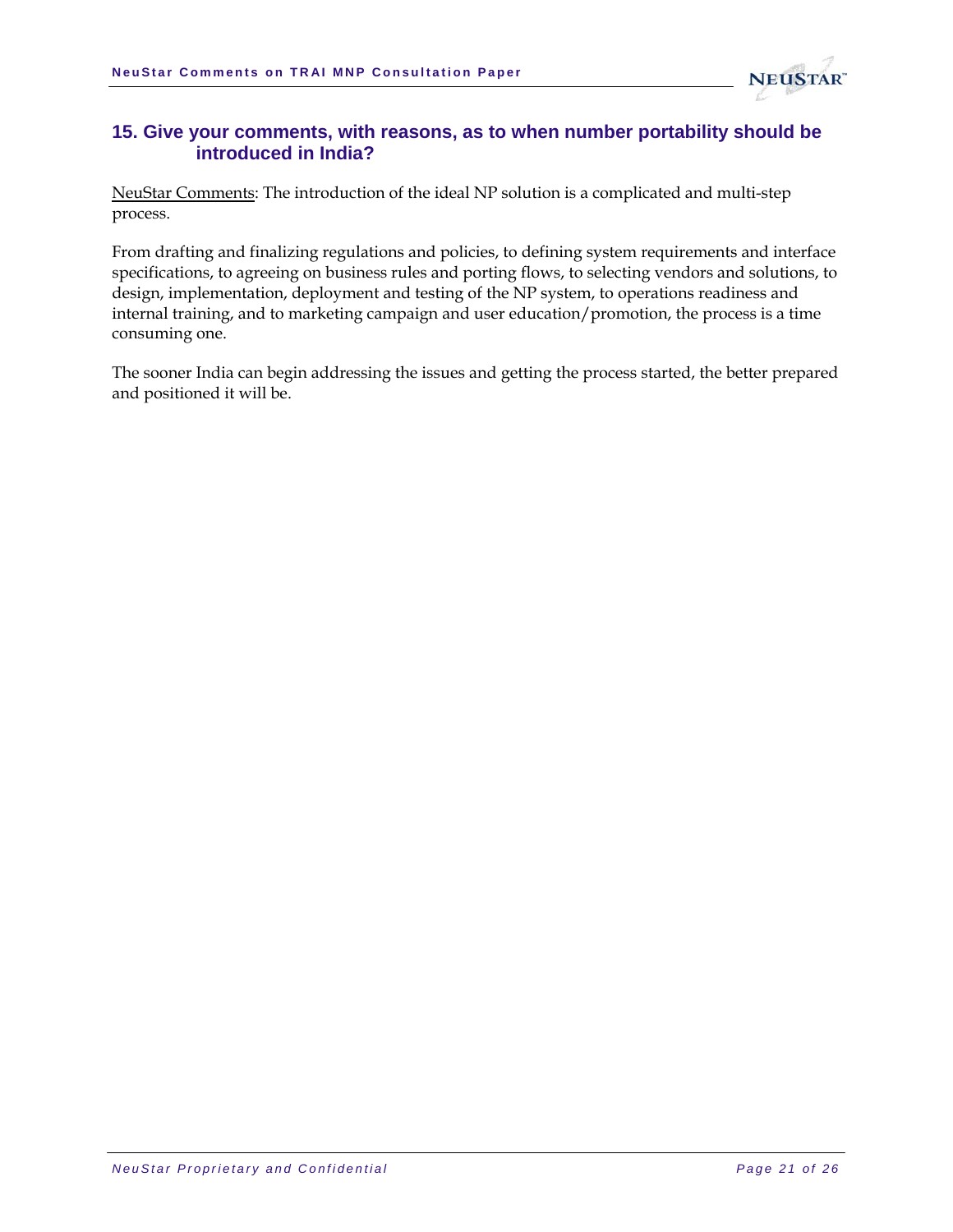## 15. Give your comments, with reasons, as to when number portability should be introduced in India?

NeuStar Comments: The introduction of the ideal NP solution is a complicated and multi-step process.

From drafting and finalizing regulations and policies, to defining system requirements and interface specifications, to agreeing on business rules and porting flows, to selecting vendors and solutions, to design, implementation, deployment and testing of the NP system, to operations readiness and internal training, and to marketing campaign and user education/promotion, the process is a time consuming one.

The sooner India can begin addressing the issues and getting the process started, the better prepared and positioned it will be.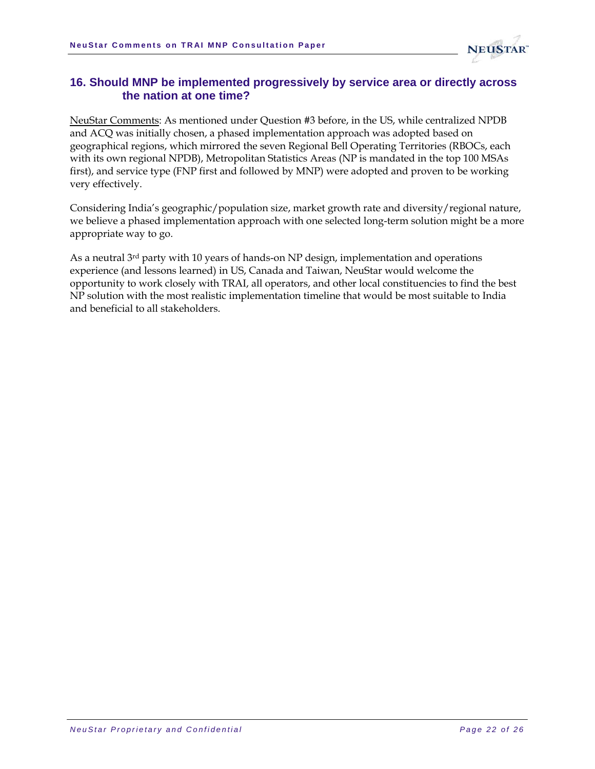## 16. Should MNP be implemented progressively by service area or directly across the nation at one time?

NeuStar Comments: As mentioned under Question #3 before, in the US, while centralized NPDB and ACQ was initially chosen, a phased implementation approach was adopted based on geographical regions, which mirrored the seven Regional Bell Operating Territories (RBOCs, each with its own regional NPDB), Metropolitan Statistics Areas (NP is mandated in the top 100 MSAs first), and service type (FNP first and followed by MNP) were adopted and proven to be working very effectively.

Considering India's geographic/population size, market growth rate and diversity/regional nature, we believe a phased implementation approach with one selected long-term solution might be a more appropriate way to go.

As a neutral 3rd party with 10 years of hands-on NP design, implementation and operations experience (and lessons learned) in US, Canada and Taiwan, NeuStar would welcome the opportunity to work closely with TRAI, all operators, and other local constituencies to find the best NP solution with the most realistic implementation timeline that would be most suitable to India and beneficial to all stakeholders.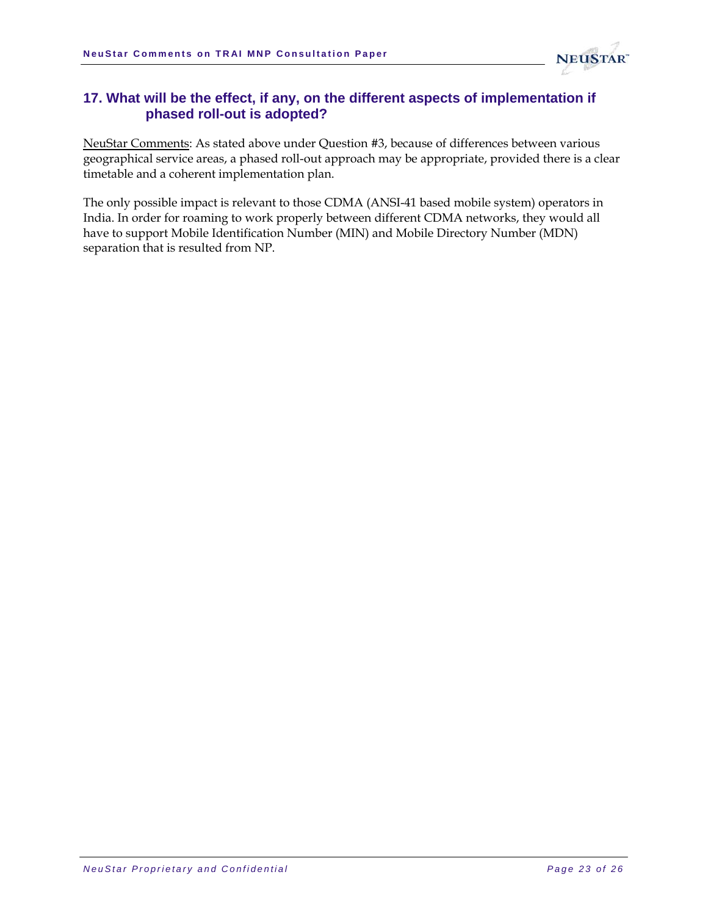## 17. What will be the effect, if any, on the different aspects of implementation if phased roll-out is adopted?

NeuStar Comments: As stated above under Question #3, because of differences between various geographical service areas, a phased roll-out approach may be appropriate, provided there is a clear timetable and a coherent implementation plan.

The only possible impact is relevant to those CDMA (ANSI-41 based mobile system) operators in India. In order for roaming to work properly between different CDMA networks, they would all have to support Mobile Identification Number (MIN) and Mobile Directory Number (MDN) separation that is resulted from NP.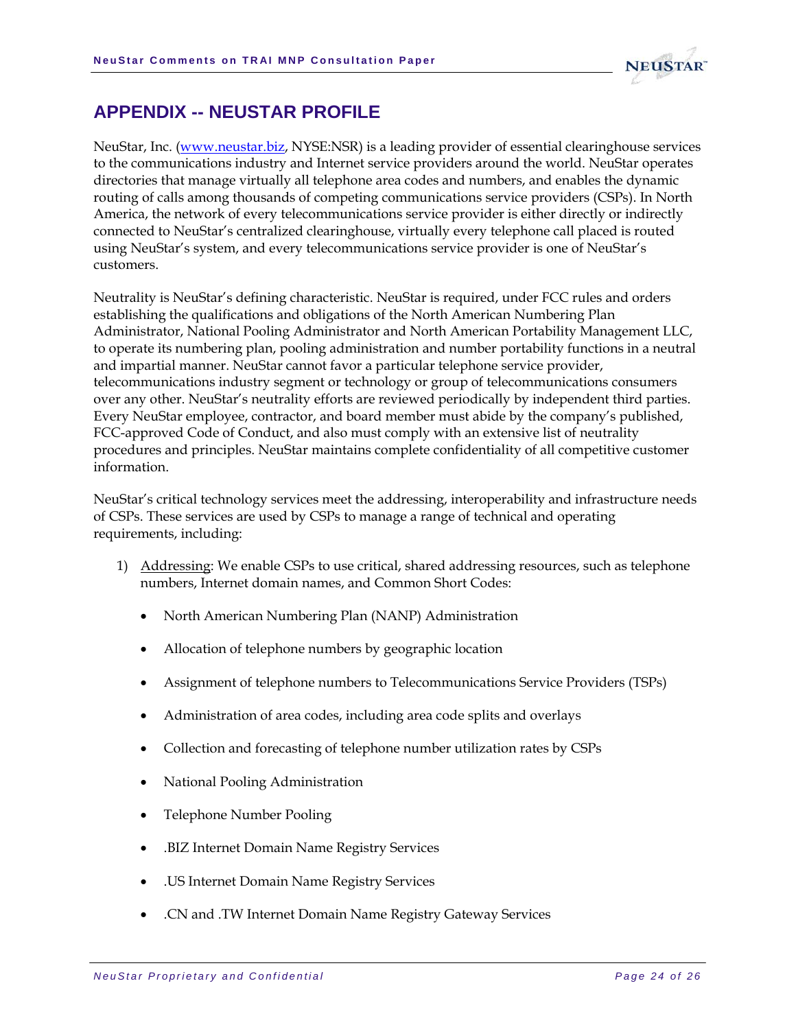# APPENDIX -- NEUSTAR PROFILE

NeuStar, Inc. (www.neustar.biz, NYSE:NSR) is a leading provider of essential clearinghouse services to the communications industry and Internet service providers around the world. NeuStar operates directories that manage virtually all telephone area codes and numbers, and enables the dynamic routing of calls among thousands of competing communications service providers (CSPs). In North America, the network of every telecommunications service provider is either directly or indirectly connected to NeuStar's centralized clearinghouse, virtually every telephone call placed is routed using NeuStar's system, and every telecommunications service provider is one of NeuStar's customers.

Neutrality is NeuStar's defining characteristic. NeuStar is required, under FCC rules and orders establishing the qualifications and obligations of the North American Numbering Plan Administrator, National Pooling Administrator and North American Portability Management LLC, to operate its numbering plan, pooling administration and number portability functions in a neutral and impartial manner. NeuStar cannot favor a particular telephone service provider, telecommunications industry segment or technology or group of telecommunications consumers over any other. NeuStar's neutrality efforts are reviewed periodically by independent third parties. Every NeuStar employee, contractor, and board member must abide by the company's published, FCC-approved Code of Conduct, and also must comply with an extensive list of neutrality procedures and principles. NeuStar maintains complete confidentiality of all competitive customer information.

NeuStar's critical technology services meet the addressing, interoperability and infrastructure needs of CSPs. These services are used by CSPs to manage a range of technical and operating requirements, including:

1) Addressing: We enable CSPs to use critical, shared addressing resources, such as telephone numbers, Internet domain names, and Common Short Codes:

    - North American Numbering Plan (NANP) Administration
    - Allocation of telephone numbers by geographic location
    - Assignment of telephone numbers to Telecommunications Service Providers (TSPs)
    - Administration of area codes, including area code splits and overlays
    - Collection and forecasting of telephone number utilization rates by CSPs
    - National Pooling Administration
    - Telephone Number Pooling
    - .BIZ Internet Domain Name Registry Services
    - .US Internet Domain Name Registry Services
    - .CN and .TW Internet Domain Name Registry Gateway Services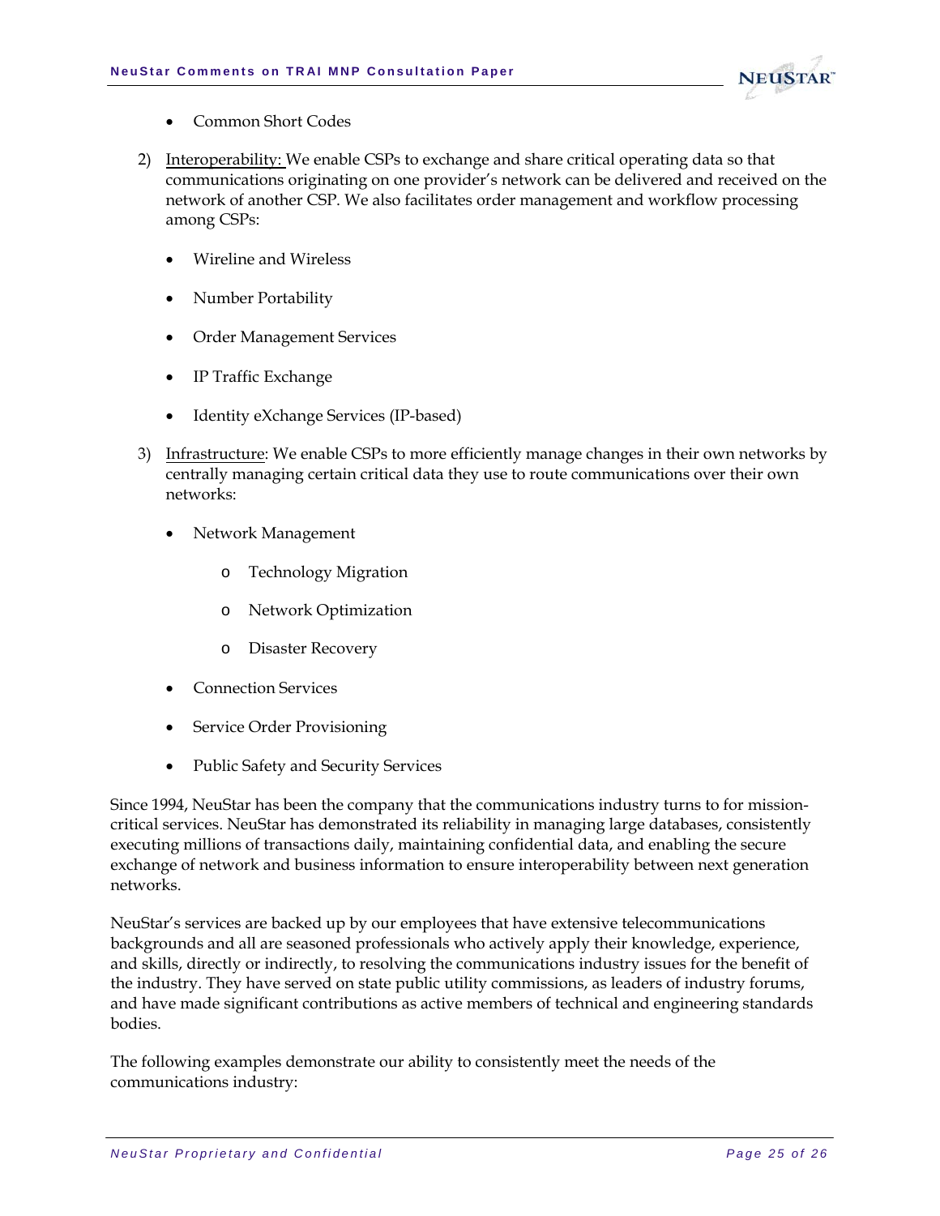- Common Short Codes

2) Interoperability: We enable CSPs to exchange and share critical operating data so that communications originating on one provider's network can be delivered and received on the network of another CSP. We also facilitates order management and workflow processing among CSPs:

   - Wireline and Wireless
   - Number Portability
   - Order Management Services
   - IP Traffic Exchange
   - Identity eXchange Services (IP-based)

3) Infrastructure: We enable CSPs to more efficiently manage changes in their own networks by centrally managing certain critical data they use to route communications over their own networks:

   - Network Management
     - Technology Migration
     - Network Optimization
     - Disaster Recovery
   - Connection Services
   - Service Order Provisioning
   - Public Safety and Security Services

Since 1994, NeuStar has been the company that the communications industry turns to for mission-critical services. NeuStar has demonstrated its reliability in managing large databases, consistently executing millions of transactions daily, maintaining confidential data, and enabling the secure exchange of network and business information to ensure interoperability between next generation networks.

NeuStar's services are backed up by our employees that have extensive telecommunications backgrounds and all are seasoned professionals who actively apply their knowledge, experience, and skills, directly or indirectly, to resolving the communications industry issues for the benefit of the industry. They have served on state public utility commissions, as leaders of industry forums, and have made significant contributions as active members of technical and engineering standards bodies.

The following examples demonstrate our ability to consistently meet the needs of the communications industry: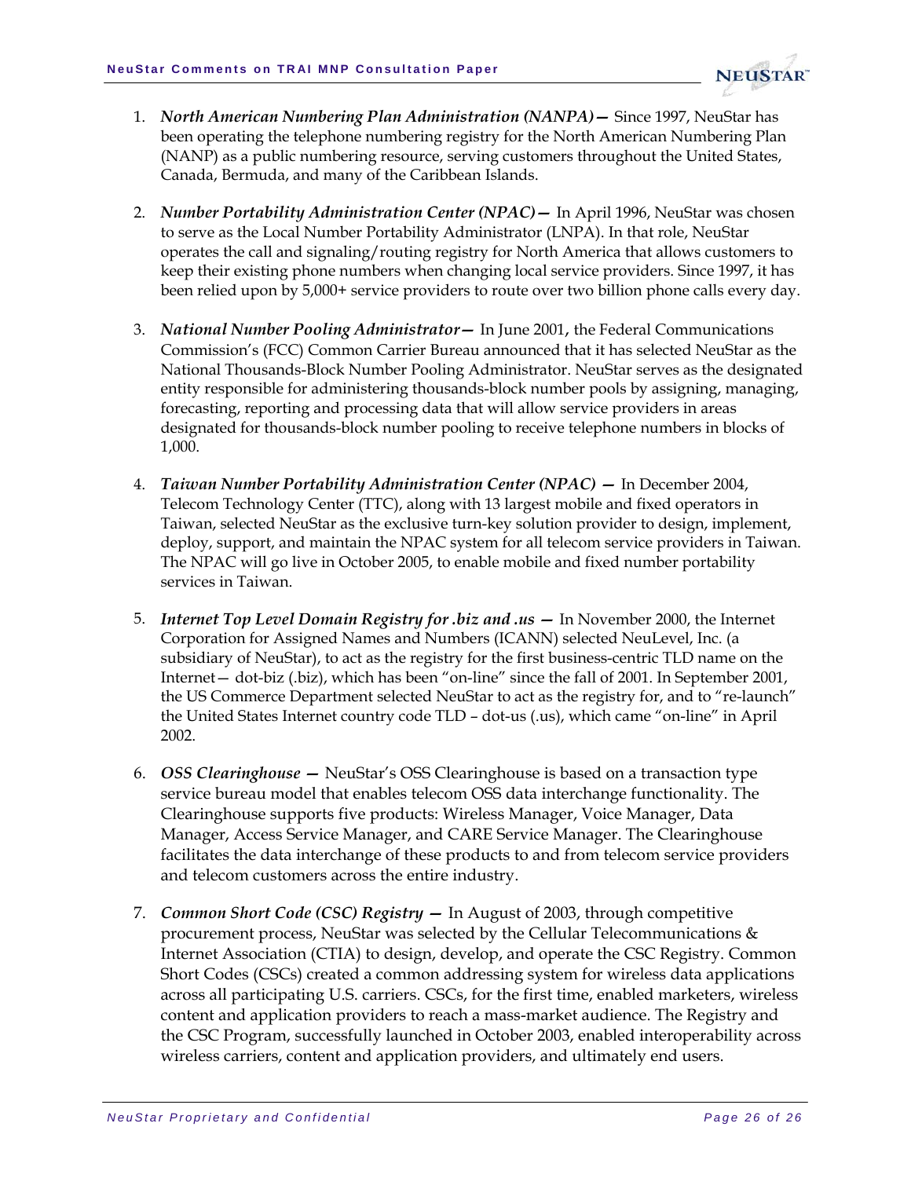1. ***North American Numbering Plan Administration (NANPA)*—** Since 1997, NeuStar has been operating the telephone numbering registry for the North American Numbering Plan (NANP) as a public numbering resource, serving customers throughout the United States, Canada, Bermuda, and many of the Caribbean Islands.

2. ***Number Portability Administration Center (NPAC)*—** In April 1996, NeuStar was chosen to serve as the Local Number Portability Administrator (LNPA). In that role, NeuStar operates the call and signaling/routing registry for North America that allows customers to keep their existing phone numbers when changing local service providers. Since 1997, it has been relied upon by 5,000+ service providers to route over two billion phone calls every day.

3. ***National Number Pooling Administrator*—** In June 2001, the Federal Communications Commission's (FCC) Common Carrier Bureau announced that it has selected NeuStar as the National Thousands-Block Number Pooling Administrator. NeuStar serves as the designated entity responsible for administering thousands-block number pools by assigning, managing, forecasting, reporting and processing data that will allow service providers in areas designated for thousands-block number pooling to receive telephone numbers in blocks of 1,000.

4. ***Taiwan Number Portability Administration Center (NPAC)* —** In December 2004, Telecom Technology Center (TTC), along with 13 largest mobile and fixed operators in Taiwan, selected NeuStar as the exclusive turn-key solution provider to design, implement, deploy, support, and maintain the NPAC system for all telecom service providers in Taiwan. The NPAC will go live in October 2005, to enable mobile and fixed number portability services in Taiwan.

5. ***Internet Top Level Domain Registry for .biz and .us* —** In November 2000, the Internet Corporation for Assigned Names and Numbers (ICANN) selected NeuLevel, Inc. (a subsidiary of NeuStar), to act as the registry for the first business-centric TLD name on the Internet— dot-biz (.biz), which has been "on-line" since the fall of 2001. In September 2001, the US Commerce Department selected NeuStar to act as the registry for, and to "re-launch" the United States Internet country code TLD – dot-us (.us), which came "on-line" in April 2002.

6. ***OSS Clearinghouse* —** NeuStar's OSS Clearinghouse is based on a transaction type service bureau model that enables telecom OSS data interchange functionality. The Clearinghouse supports five products: Wireless Manager, Voice Manager, Data Manager, Access Service Manager, and CARE Service Manager. The Clearinghouse facilitates the data interchange of these products to and from telecom service providers and telecom customers across the entire industry.

7. ***Common Short Code (CSC) Registry* —** In August of 2003, through competitive procurement process, NeuStar was selected by the Cellular Telecommunications & Internet Association (CTIA) to design, develop, and operate the CSC Registry. Common Short Codes (CSCs) created a common addressing system for wireless data applications across all participating U.S. carriers. CSCs, for the first time, enabled marketers, wireless content and application providers to reach a mass-market audience. The Registry and the CSC Program, successfully launched in October 2003, enabled interoperability across wireless carriers, content and application providers, and ultimately end users.